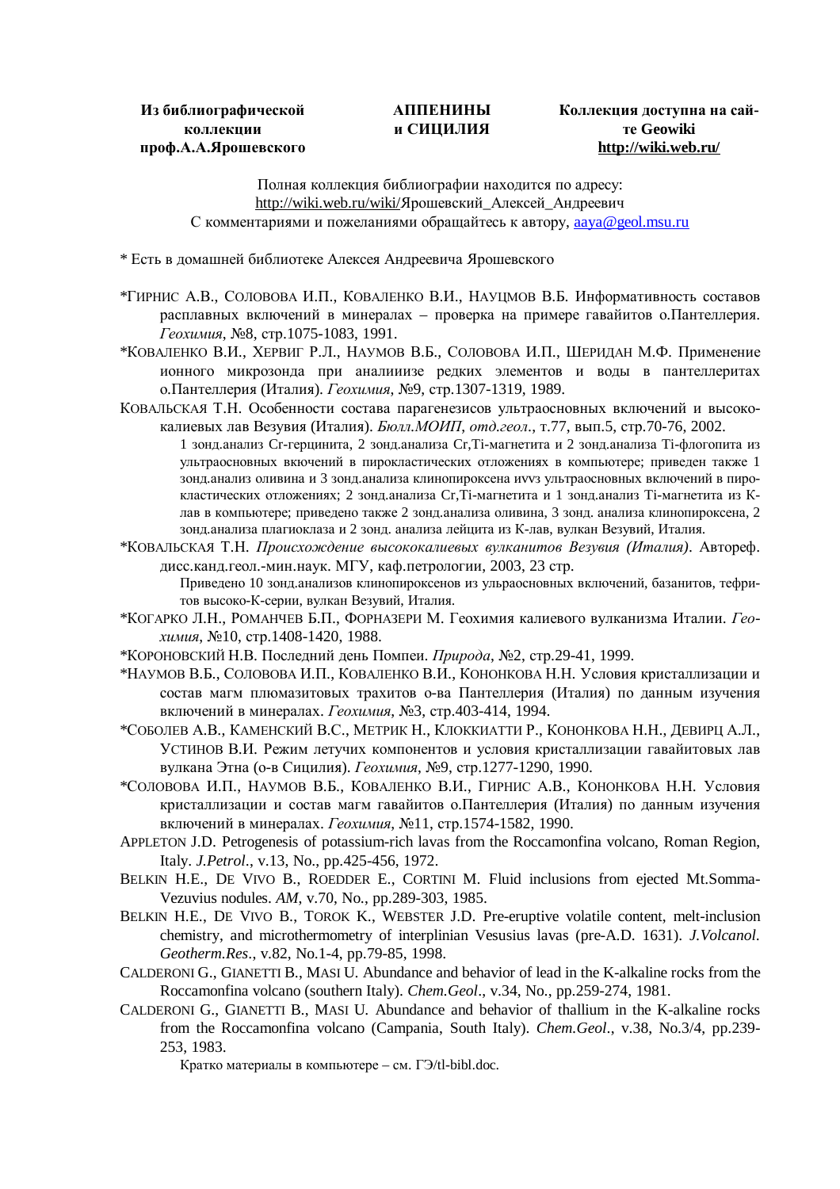**Из библиографической коллекции проф.А.А.Ярошевского**

**АППЕНИНЫ и СИЦИЛИЯ**

**Коллекция доступна на сайте Geowiki http://wiki.web.ru/**

Полная коллекция библиографии находится по адресу:
http://wiki.web.ru/wiki/Ярошевский_Алексей_Андреевич
С комментариями и пожеланиями обращайтесь к автору, aaya@geol.msu.ru

\* Есть в домашней библиотеке Алексея Андреевича Ярошевского

\*ГИРНИС А.В., СОЛОВОВА И.П., КОВАЛЕНКО В.И., НАУЦМОВ В.Б. Информативность составов расплавных включений в минералах – проверка на примере гавайитов о.Пантеллерия. *Геохимия*, №8, стр.1075-1083, 1991.

\*КОВАЛЕНКО В.И., ХЕРВИГ Р.Л., НАУМОВ В.Б., СОЛОВОВА И.П., ШЕРИДАН М.Ф. Применение ионного микрозонда при аналиизе редких элементов и воды в пантеллеритах о.Пантеллерия (Италия). *Геохимия*, №9, стр.1307-1319, 1989.

КОВАЛЬСКАЯ Т.Н. Особенности состава парагенезисов ультраосновных включений и высококалиевых лав Везувия (Италия). *Бюлл.МОИП, отд.геол.*, т.77, вып.5, стр.70-76, 2002.

1 зонд.анализ Cr-герцинита, 2 зонд.анализа Cr,Ti-магнетита и 2 зонд.анализа Ti-флогопита из ультраосновных вкючений в пирокластических отложениях в компьютере; приведен также 1 зонд.анализ оливина и 3 зонд.анализа клинопироксена иvvз ультраосновных включений в пирокластических отложениях; 2 зонд.анализа Cr,Ti-магнетита и 1 зонд.анализ Ti-магнетита из К-лав в компьютере; приведено также 2 зонд.анализа оливина, 3 зонд. анализа клинопироксена, 2 зонд.анализа плагиоклаза и 2 зонд. анализа лейцита из К-лав, вулкан Везувий, Италия.

\*КОВАЛЬСКАЯ Т.Н. *Происхождение высококалиевых вулканитов Везувия (Италия)*. Автореф. дисс.канд.геол.-мин.наук. МГУ, каф.петрологии, 2003, 23 стр.

Приведено 10 зонд.анализов клинопироксенов из ульраосновных включений, базанитов, тефритов высоко-К-серии, вулкан Везувий, Италия.

\*КОГАРКО Л.Н., РОМАНЧЕВ Б.П., ФОРНАЗЕРИ М. Геохимия калиевого вулканизма Италии. *Геохимия*, №10, стр.1408-1420, 1988.

\*КОРОНОВСКИЙ Н.В. Последний день Помпеи. *Природа*, №2, стр.29-41, 1999.

\*НАУМОВ В.Б., СОЛОВОВА И.П., КОВАЛЕНКО В.И., КОНОНКОВА Н.Н. Условия кристаллизации и состав магм плюмазитовых трахитов о-ва Пантеллерия (Италия) по данным изучения включений в минералах. *Геохимия*, №3, стр.403-414, 1994.

\*СОБОЛЕВ А.В., КАМЕНСКИЙ В.С., МЕТРИК Н., КЛОККИАТТИ Р., КОНОНКОВА Н.Н., ДЕВИРЦ А.Л., УСТИНОВ В.И. Режим летучих компонентов и условия кристаллизации гавайитовых лав вулкана Этна (о-в Сицилия). *Геохимия*, №9, стр.1277-1290, 1990.

\*СОЛОВОВА И.П., НАУМОВ В.Б., КОВАЛЕНКО В.И., ГИРНИС А.В., КОНОНКОВА Н.Н. Условия кристаллизации и состав магм гавайитов о.Пантеллерия (Италия) по данным изучения включений в минералах. *Геохимия*, №11, стр.1574-1582, 1990.

APPLETON J.D. Petrogenesis of potassium-rich lavas from the Roccamonfina volcano, Roman Region, Italy. *J.Petrol.*, v.13, No., pp.425-456, 1972.

BELKIN H.E., DE VIVO B., ROEDDER E., CORTINI M. Fluid inclusions from ejected Mt.Somma-Vezuvius nodules. *AM*, v.70, No., pp.289-303, 1985.

BELKIN H.E., DE VIVO B., TOROK K., WEBSTER J.D. Pre-eruptive volatile content, melt-inclusion chemistry, and microthermometry of interplinian Vesusius lavas (pre-A.D. 1631). *J.Volcanol. Geotherm.Res.*, v.82, No.1-4, pp.79-85, 1998.

CALDERONI G., GIANETTI B., MASI U. Abundance and behavior of lead in the K-alkaline rocks from the Roccamonfina volcano (southern Italy). *Chem.Geol.*, v.34, No., pp.259-274, 1981.

CALDERONI G., GIANETTI B., MASI U. Abundance and behavior of thallium in the K-alkaline rocks from the Roccamonfina volcano (Campania, South Italy). *Chem.Geol.*, v.38, No.3/4, pp.239-253, 1983.

Кратко материалы в компьютере – см. ГЭ/tl-bibl.doc.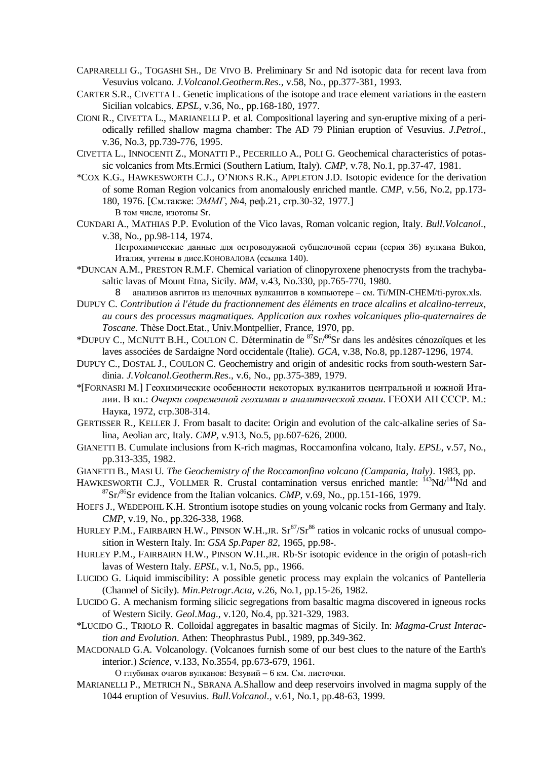CAPRARELLI G., TOGASHI SH., DE VIVO B. Preliminary Sr and Nd isotopic data for recent lava from Vesuvius volcano. *J.Volcanol.Geotherm.Res*., v.58, No., pp.377-381, 1993.

CARTER S.R., CIVETTA L. Genetic implications of the isotope and trace element variations in the eastern Sicilian volcabics. *EPSL*, v.36, No., pp.168-180, 1977.

CIONI R., CIVETTA L., MARIANELLI P. et al. Compositional layering and syn-eruptive mixing of a periodically refilled shallow magma chamber: The AD 79 Plinian eruption of Vesuvius. *J.Petrol*., v.36, No.3, pp.739-776, 1995.

CIVETTA L., INNOCENTI Z., MONATTI P., PECERILLO A., POLI G. Geochemical characteristics of potassic volcanics from Mts.Ermici (Southern Latium, Italy). *CMP*, v.78, No.1, pp.37-47, 1981.

*COX K.G., HAWKESWORTH C.J., O'NIONS R.K., APPLETON J.D. Isotopic evidence for the derivation of some Roman Region volcanics from anomalously enriched mantle. *CMP*, v.56, No.2, pp.173-180, 1976. [См.также: *ЭММГ*, №4, реф.21, стр.30-32, 1977.]

В том числе, изотопы Sr.

CUNDARI A., MATHIAS P.P. Evolution of the Vico lavas, Roman volcanic region, Italy. *Bull.Volcanol*., v.38, No., pp.98-114, 1974.

Петрохимические данные для островодужной субщелочной серии (серия 36) вулкана Bukon, Италия, учтены в дисс.КОНОВАЛОВА (ссылка 140).

*DUNCAN A.M., PRESTON R.M.F. Chemical variation of clinopyroxene phenocrysts from the trachybasaltic lavas of Mount Etna, Sicily. *MM*, v.43, No.330, pp.765-770, 1980.

8 анализов авгитов из щелочных вулканитов в компьютере – см. Ti/MIN-CHEM/ti-pyrox.xls.

DUPUY C. *Contribution á l'étude du fractionnement des éléments en trace alcalins et alcalino-terreux, au cours des processus magmatiques. Application aux roxhes volcaniques plio-quaternaires de Toscane*. Thèse Doct.Etat., Univ.Montpellier, France, 1970, pp.

*DUPUY C., MCNUTT B.H., COULON C. Déterminatin de $^{87}Sr/^{86}Sr$ dans les andésites cénozoïques et les laves associées de Sardaigne Nord occidentale (Italie). *GCA*, v.38, No.8, pp.1287-1296, 1974.

DUPUY C., DOSTAL J., COULON C. Geochemistry and origin of andesitic rocks from south-western Sardinia. *J.Volcanol.Geotherm.Res*., v.6, No., pp.375-389, 1979.

*[FORNASRI M.] Геохимические особенности некоторых вулканитов центральной и южной Италии. В кн.: *Очерки современной геохимии и аналитической химии*. ГЕОХИ АН СССР. М.: Наука, 1972, стр.308-314.

GERTISSER R., KELLER J. From basalt to dacite: Origin and evolution of the calc-alkaline series of Salina, Aeolian arc, Italy. *CMP*, v.913, No.5, pp.607-626, 2000.

GIANETTI B. Cumulate inclusions from K-rich magmas, Roccamonfina volcano, Italy. *EPSL*, v.57, No., pp.313-335, 1982.

GIANETTI B., MASI U. *The Geochemistry of the Roccamonfina volcano (Campania, Italy)*. 1983, pp.

HAWKESWORTH C.J., VOLLMER R. Crustal contamination versus enriched mantle: $^{143}Nd/^{144}Nd$ and $^{87}Sr/^{86}Sr$ evidence from the Italian volcanics. *CMP*, v.69, No., pp.151-166, 1979.

HOEFS J., WEDEPOHL K.H. Strontium isotope studies on young volcanic rocks from Germany and Italy. *CMP*, v.19, No., pp.326-338, 1968.

HURLEY P.M., FAIRBAIRN H.W., PINSON W.H.,JR. $Sr^{87}/Sr^{86}$ ratios in volcanic rocks of unusual composition in Western Italy. In: *GSA Sp.Paper 82*, 1965, pp.98-.

HURLEY P.M., FAIRBAIRN H.W., PINSON W.H.,JR. Rb-Sr isotopic evidence in the origin of potash-rich lavas of Western Italy. *EPSL*, v.1, No.5, pp., 1966.

LUCIDO G. Liquid immiscibility: A possible genetic process may explain the volcanics of Pantelleria (Channel of Sicily). *Min.Petrogr.Acta*, v.26, No.1, pp.15-26, 1982.

LUCIDO G. A mechanism forming silicic segregations from basaltic magma discovered in igneous rocks of Western Sicily. *Geol.Mag*., v.120, No.4, pp.321-329, 1983.

*LUCIDO G., TRIOLO R. Colloidal aggregates in basaltic magmas of Sicily. In: *Magma-Crust Interaction and Evolution*. Athen: Theophrastus Publ., 1989, pp.349-362.

MACDONALD G.A. Volcanology. (Volcanoes furnish some of our best clues to the nature of the Earth's interior.) *Science*, v.133, No.3554, pp.673-679, 1961.

О глубинах очагов вулканов: Везувий – 6 км. См. листочки.

MARIANELLI P., METRICH N., SBRANA A.Shallow and deep reservoirs involved in magma supply of the 1044 eruption of Vesuvius. *Bull.Volcanol*., v.61, No.1, pp.48-63, 1999.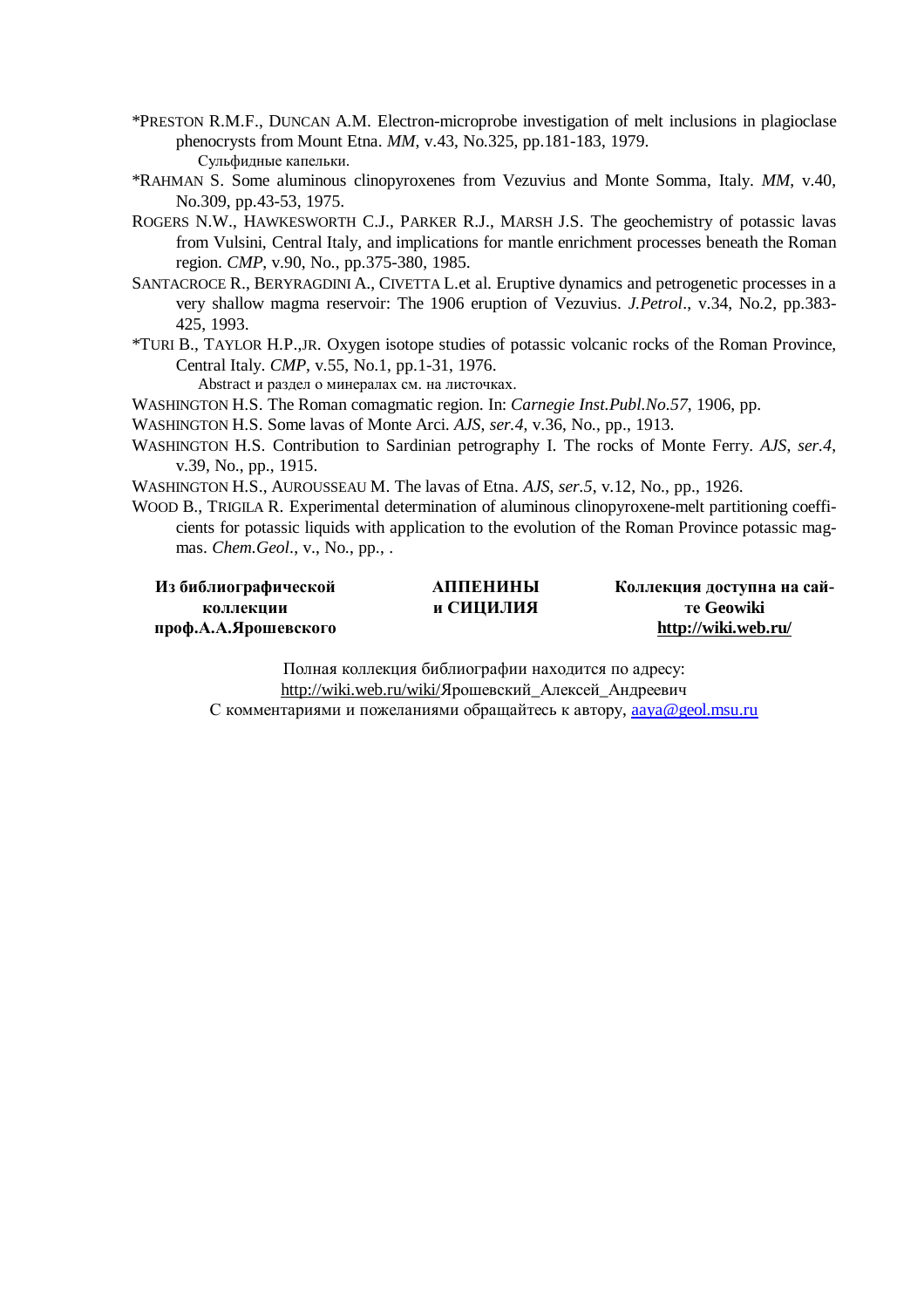*PRESTON R.M.F., DUNCAN A.M. Electron-microprobe investigation of melt inclusions in plagioclase phenocrysts from Mount Etna. *MM*, v.43, No.325, pp.181-183, 1979.
Сульфидные капельки.

*RAHMAN S. Some aluminous clinopyroxenes from Vezuvius and Monte Somma, Italy. *MM*, v.40, No.309, pp.43-53, 1975.

ROGERS N.W., HAWKESWORTH C.J., PARKER R.J., MARSH J.S. The geochemistry of potassic lavas from Vulsini, Central Italy, and implications for mantle enrichment processes beneath the Roman region. *CMP*, v.90, No., pp.375-380, 1985.

SANTACROCE R., BERYRAGDINI A., CIVETTA L.et al. Eruptive dynamics and petrogenetic processes in a very shallow magma reservoir: The 1906 eruption of Vezuvius. *J.Petrol*., v.34, No.2, pp.383-425, 1993.

*TURI B., TAYLOR H.P.,JR. Oxygen isotope studies of potassic volcanic rocks of the Roman Province, Central Italy. *CMP*, v.55, No.1, pp.1-31, 1976.
Abstract и раздел о минералах см. на листочках.

WASHINGTON H.S. The Roman comagmatic region. In: *Carnegie Inst.Publ.No.57*, 1906, pp.

WASHINGTON H.S. Some lavas of Monte Arci. *AJS*, *ser.4*, v.36, No., pp., 1913.

WASHINGTON H.S. Contribution to Sardinian petrography I. The rocks of Monte Ferry. *AJS*, *ser.4*, v.39, No., pp., 1915.

WASHINGTON H.S., AUROUSSEAU M. The lavas of Etna. *AJS*, *ser.5*, v.12, No., pp., 1926.

WOOD B., TRIGILA R. Experimental determination of aluminous clinopyroxene-melt partitioning coefficients for potassic liquids with application to the evolution of the Roman Province potassic magmas. *Chem.Geol*., v., No., pp., .

**Из библиографической коллекции проф.А.А.Ярошевского** | **АППЕНИНЫ и СИЦИЛИЯ** | **Коллекция доступна на сайте Geowiki http://wiki.web.ru/**

Полная коллекция библиографии находится по адресу: http://wiki.web.ru/wiki/Ярошевский_Алексей_Андреевич
С комментариями и пожеланиями обращайтесь к автору, aaya@geol.msu.ru